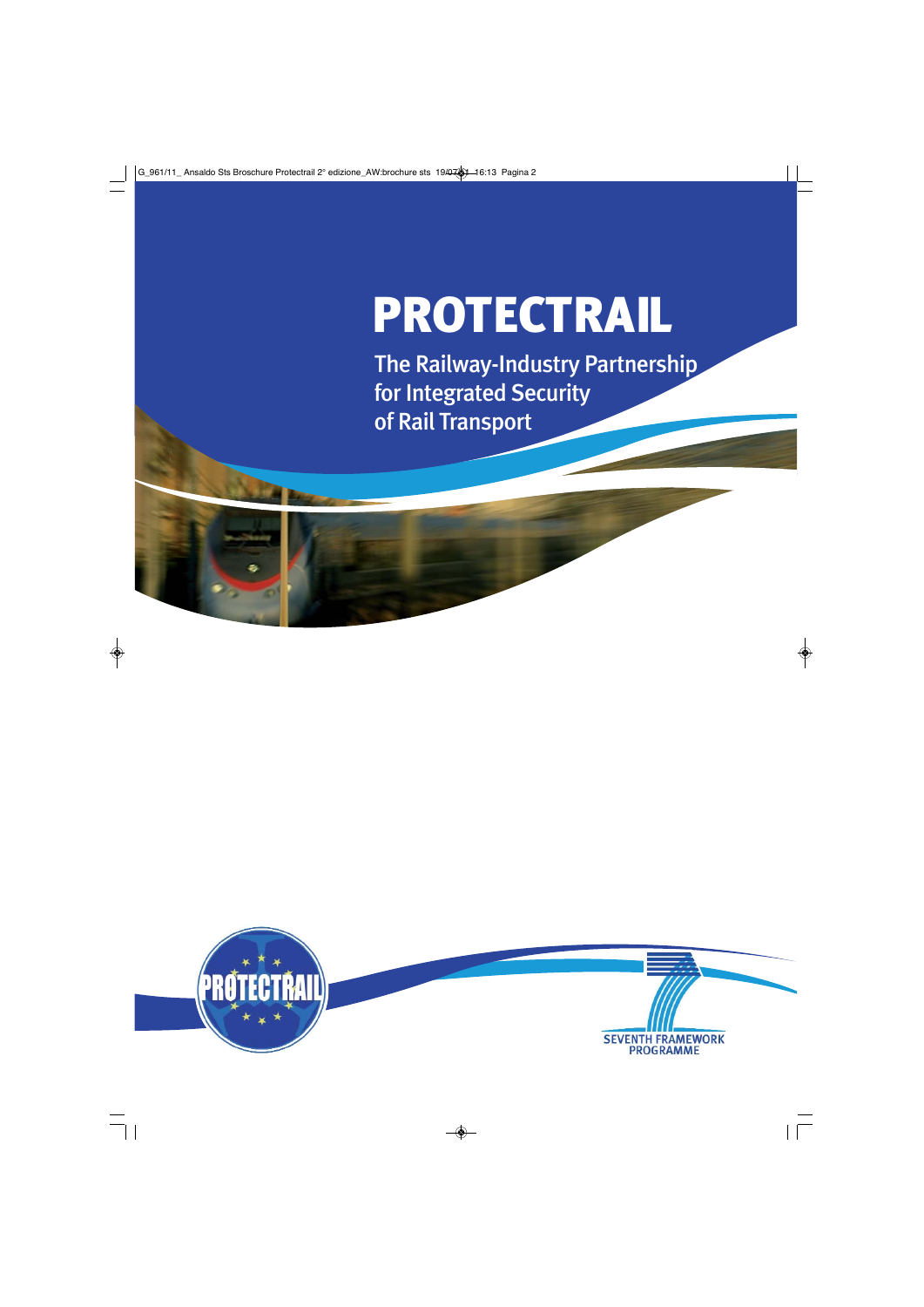# PROTECTRAIL

## The Railway-Industry Partnership for Integrated Security of Rail Transport

PROTECTRAIL

SEVENTH FRAMEWORK PROGRAMME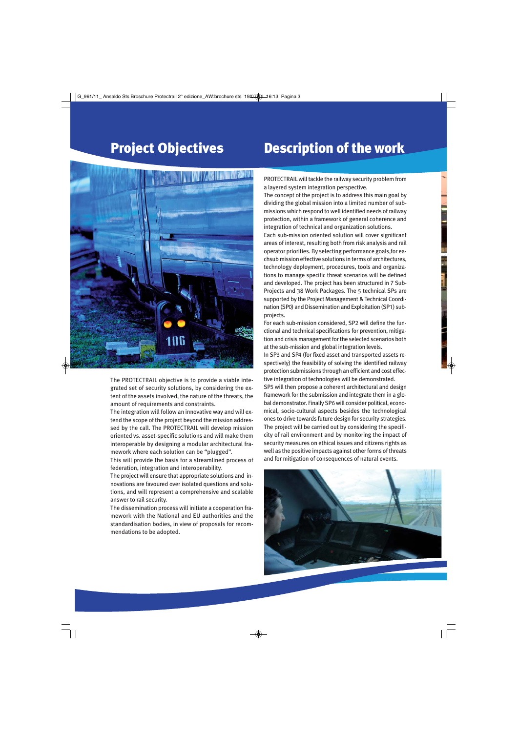## Project Objectives

The PROTECTRAIL objective is to provide a viable integrated set of security solutions, by considering the extent of the assets involved, the nature of the threats, the amount of requirements and constraints.

The integration will follow an innovative way and will extend the scope of the project beyond the mission addressed by the call. The PROTECTRAIL will develop mission oriented vs. asset-specific solutions and will make them interoperable by designing a modular architectural framework where each solution can be "plugged".

This will provide the basis for a streamlined process of federation, integration and interoperability.

The project will ensure that appropriate solutions and innovations are favoured over isolated questions and solutions, and will represent a comprehensive and scalable answer to rail security.

The dissemination process will initiate a cooperation framework with the National and EU authorities and the standardisation bodies, in view of proposals for recommendations to be adopted.

## Description of the work

PROTECTRAIL will tackle the railway security problem from a layered system integration perspective.

The concept of the project is to address this main goal by dividing the global mission into a limited number of sub-missions which respond to well identified needs of railway protection, within a framework of general coherence and integration of technical and organization solutions.

Each sub-mission oriented solution will cover significant areas of interest, resulting both from risk analysis and rail operator priorities. By selecting performance goals,for eachsub mission effective solutions in terms of architectures, technology deployment, procedures, tools and organizations to manage specific threat scenarios will be defined and developed. The project has been structured in 7 Sub-Projects and 38 Work Packages. The 5 technical SPs are supported by the Project Management & Technical Coordination (SP0) and Dissemination and Exploitation (SP1) sub-projects.

For each sub-mission considered, SP2 will define the functional and technical specifications for prevention, mitigation and crisis management for the selected scenarios both at the sub-mission and global integration levels.

In SP3 and SP4 (for fixed asset and transported assets respectively) the feasibility of solving the identified railway protection submissions through an efficient and cost effective integration of technologies will be demonstrated.

SP5 will then propose a coherent architectural and design framework for the submission and integrate them in a global demonstrator. Finally SP6 will consider political, economical, socio-cultural aspects besides the technological ones to drive towards future design for security strategies.

The project will be carried out by considering the specificity of rail environment and by monitoring the impact of security measures on ethical issues and citizens rights as well as the positive impacts against other forms of threats and for mitigation of consequences of natural events.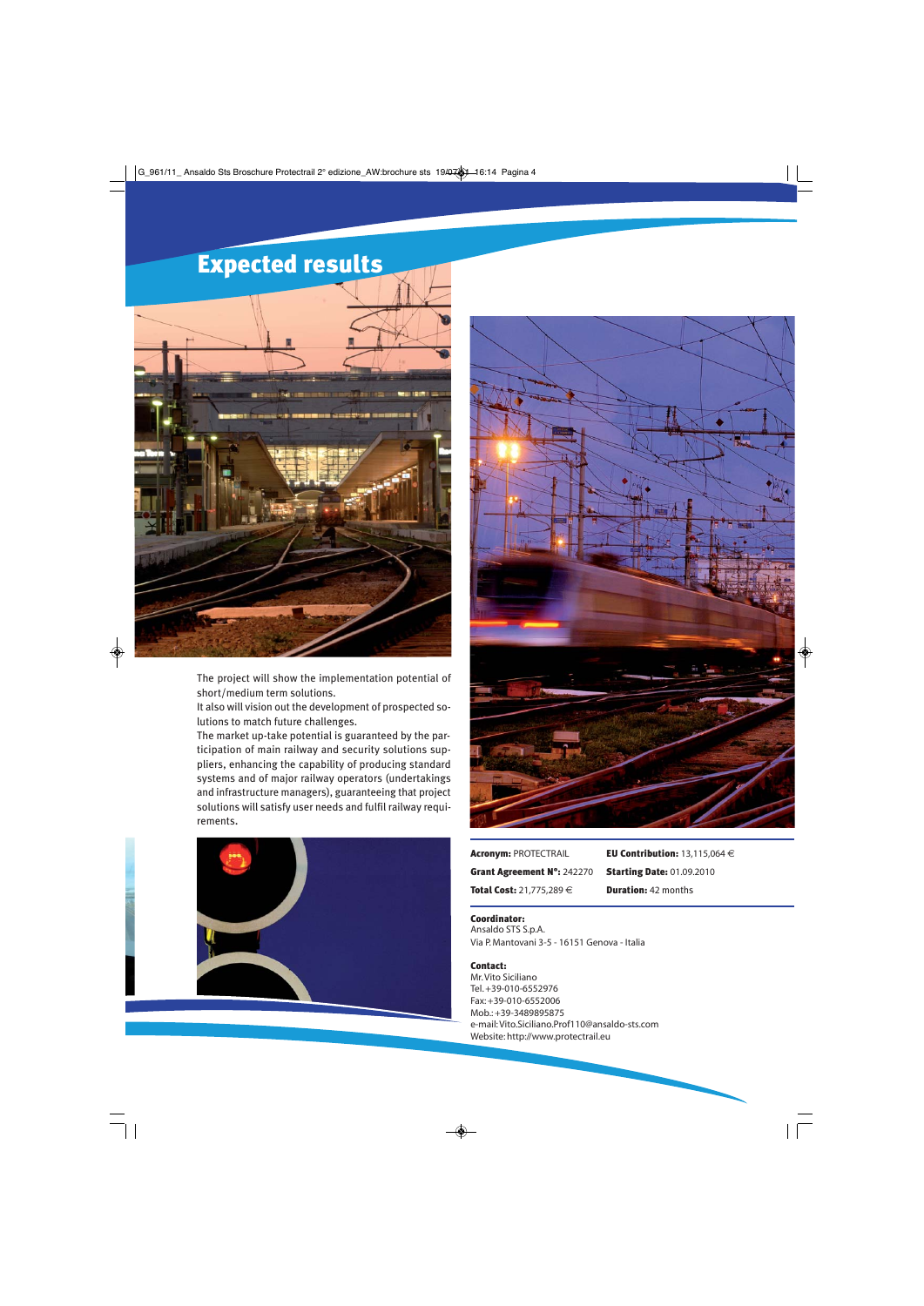# Expected results

The project will show the implementation potential of short/medium term solutions.
It also will vision out the development of prospected solutions to match future challenges.
The market up-take potential is guaranteed by the participation of main railway and security solutions suppliers, enhancing the capability of producing standard systems and of major railway operators (undertakings and infrastructure managers), guaranteeing that project solutions will satisfy user needs and fulfil railway requirements.

| | |
|---|---|
| **Acronym:** PROTECTRAIL | **EU Contribution:** 13,115,064 € |
| **Grant Agreement N°:** 242270 | **Starting Date:** 01.09.2010 |
| **Total Cost:** 21,775,289 € | **Duration:** 42 months |

**Coordinator:**
Ansaldo STS S.p.A.
Via P. Mantovani 3-5 - 16151 Genova - Italia

**Contact:**
Mr. Vito Siciliano
Tel. +39-010-6552976
Fax: +39-010-6552006
Mob.: +39-3489895875
e-mail: Vito.Siciliano.Prof110@ansaldo-sts.com
Website: http://www.protectrail.eu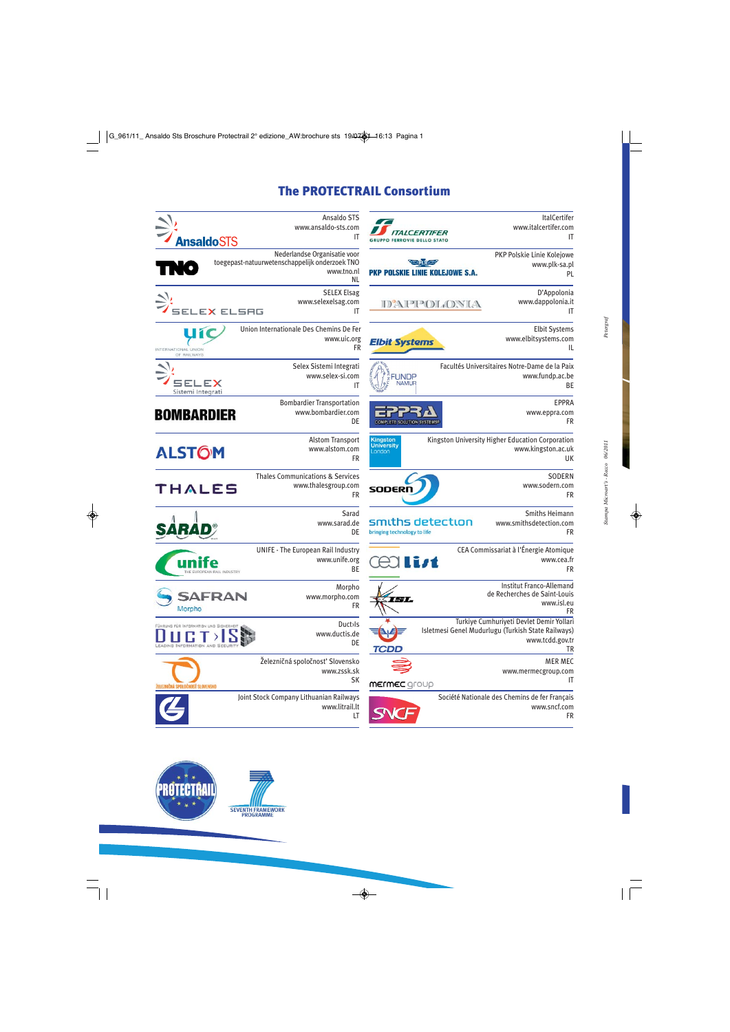## The PROTECTRAIL Consortium

| | |
|---|---|
| Ansaldo STS<br>www.ansaldo-sts.com<br>IT | ItalCertifer<br>www.italcertifer.com<br>IT |
| Nederlandse Organisatie voor toegepast-natuurwetenschappelijk onderzoek TNO<br>www.tno.nl<br>NL | PKP Polskie Linie Kolejowe<br>www.plk-sa.pl<br>PL |
| SELEX Elsag<br>www.selexelsag.com<br>IT | D'Appolonia<br>www.dappolonia.it<br>IT |
| Union Internationale Des Chemins De Fer<br>www.uic.org<br>FR | Elbit Systems<br>www.elbitsystems.com<br>IL |
| Selex Sistemi Integrati<br>www.selex-si.com<br>IT | Facultés Universitaires Notre-Dame de la Paix<br>www.fundp.ac.be<br>BE |
| Bombardier Transportation<br>www.bombardier.com<br>DE | EPPRA<br>www.eppra.com<br>FR |
| Alstom Transport<br>www.alstom.com<br>FR | Kingston University Higher Education Corporation<br>www.kingston.ac.uk<br>UK |
| Thales Communications & Services<br>www.thalesgroup.com<br>FR | SODERN<br>www.sodern.com<br>FR |
| Sarad<br>www.sarad.de<br>DE | Smiths Heimann<br>www.smithsdetection.com<br>FR |
| UNIFE - The European Rail Industry<br>www.unife.org<br>BE | CEA Commissariat à l'Énergie Atomique<br>www.cea.fr<br>FR |
| Morpho<br>www.morpho.com<br>FR | Institut Franco-Allemand de Recherches de Saint-Louis<br>www.isl.eu<br>FR |
| Duct›Is<br>www.ductis.de<br>DE | Turkiye Cumhuriyeti Devlet Demir Yollari Isletmesi Genel Mudurlugu (Turkish State Railways)<br>www.tcdd.gov.tr<br>TR |
| Železničná spoločnosť' Slovensko<br>www.zssk.sk<br>SK | MER MEC<br>www.mermecgroup.com<br>IT |
| Joint Stock Company Lithuanian Railways<br>www.litrail.lt<br>LT | Société Nationale des Chemins de fer Français<br>www.sncf.com<br>FR |

PROTECTRAIL

SEVENTH FRAMEWORK PROGRAMME